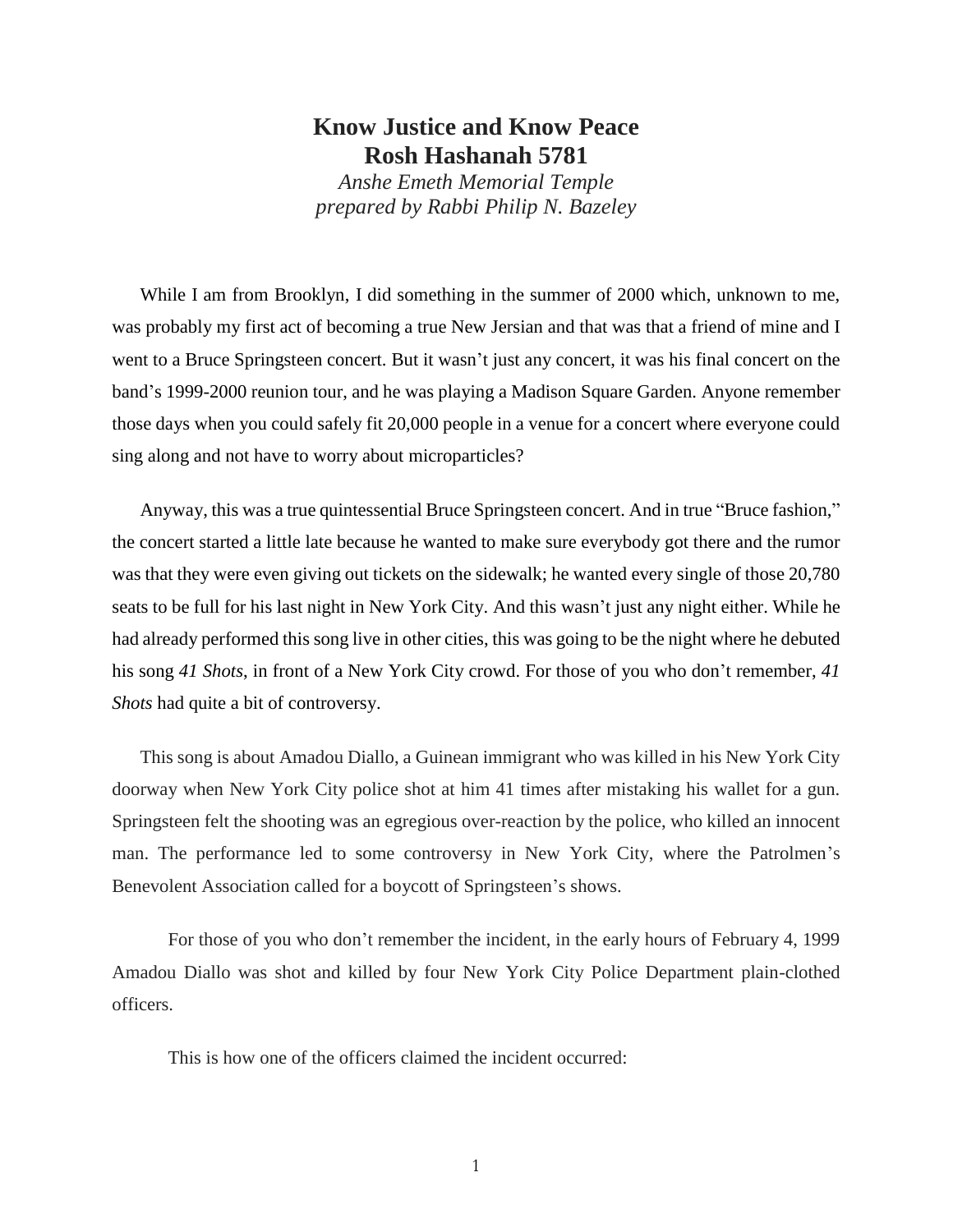# Know Justice and Know Peace
## Rosh Hashanah 5781

*Anshe Emeth Memorial Temple*
*prepared by Rabbi Philip N. Bazeley*

While I am from Brooklyn, I did something in the summer of 2000 which, unknown to me, was probably my first act of becoming a true New Jersian and that was that a friend of mine and I went to a Bruce Springsteen concert. But it wasn't just any concert, it was his final concert on the band's 1999-2000 reunion tour, and he was playing a Madison Square Garden. Anyone remember those days when you could safely fit 20,000 people in a venue for a concert where everyone could sing along and not have to worry about microparticles?

Anyway, this was a true quintessential Bruce Springsteen concert. And in true "Bruce fashion," the concert started a little late because he wanted to make sure everybody got there and the rumor was that they were even giving out tickets on the sidewalk; he wanted every single of those 20,780 seats to be full for his last night in New York City. And this wasn't just any night either. While he had already performed this song live in other cities, this was going to be the night where he debuted his song *41 Shots*, in front of a New York City crowd. For those of you who don't remember, *41 Shots* had quite a bit of controversy.

This song is about Amadou Diallo, a Guinean immigrant who was killed in his New York City doorway when New York City police shot at him 41 times after mistaking his wallet for a gun. Springsteen felt the shooting was an egregious over-reaction by the police, who killed an innocent man. The performance led to some controversy in New York City, where the Patrolmen's Benevolent Association called for a boycott of Springsteen's shows.

For those of you who don't remember the incident, in the early hours of February 4, 1999 Amadou Diallo was shot and killed by four New York City Police Department plain-clothed officers.

This is how one of the officers claimed the incident occurred: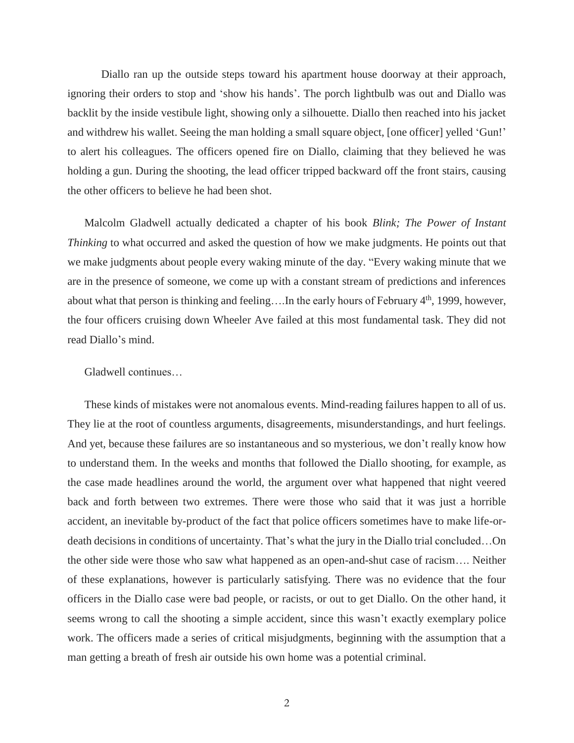Diallo ran up the outside steps toward his apartment house doorway at their approach, ignoring their orders to stop and 'show his hands'. The porch lightbulb was out and Diallo was backlit by the inside vestibule light, showing only a silhouette. Diallo then reached into his jacket and withdrew his wallet. Seeing the man holding a small square object, [one officer] yelled 'Gun!' to alert his colleagues. The officers opened fire on Diallo, claiming that they believed he was holding a gun. During the shooting, the lead officer tripped backward off the front stairs, causing the other officers to believe he had been shot.

Malcolm Gladwell actually dedicated a chapter of his book *Blink; The Power of Instant Thinking* to what occurred and asked the question of how we make judgments. He points out that we make judgments about people every waking minute of the day. "Every waking minute that we are in the presence of someone, we come up with a constant stream of predictions and inferences about what that person is thinking and feeling….In the early hours of February 4th, 1999, however, the four officers cruising down Wheeler Ave failed at this most fundamental task. They did not read Diallo's mind.

Gladwell continues…

These kinds of mistakes were not anomalous events. Mind-reading failures happen to all of us. They lie at the root of countless arguments, disagreements, misunderstandings, and hurt feelings. And yet, because these failures are so instantaneous and so mysterious, we don't really know how to understand them. In the weeks and months that followed the Diallo shooting, for example, as the case made headlines around the world, the argument over what happened that night veered back and forth between two extremes. There were those who said that it was just a horrible accident, an inevitable by-product of the fact that police officers sometimes have to make life-or-death decisions in conditions of uncertainty. That's what the jury in the Diallo trial concluded…On the other side were those who saw what happened as an open-and-shut case of racism…. Neither of these explanations, however is particularly satisfying. There was no evidence that the four officers in the Diallo case were bad people, or racists, or out to get Diallo. On the other hand, it seems wrong to call the shooting a simple accident, since this wasn't exactly exemplary police work. The officers made a series of critical misjudgments, beginning with the assumption that a man getting a breath of fresh air outside his own home was a potential criminal.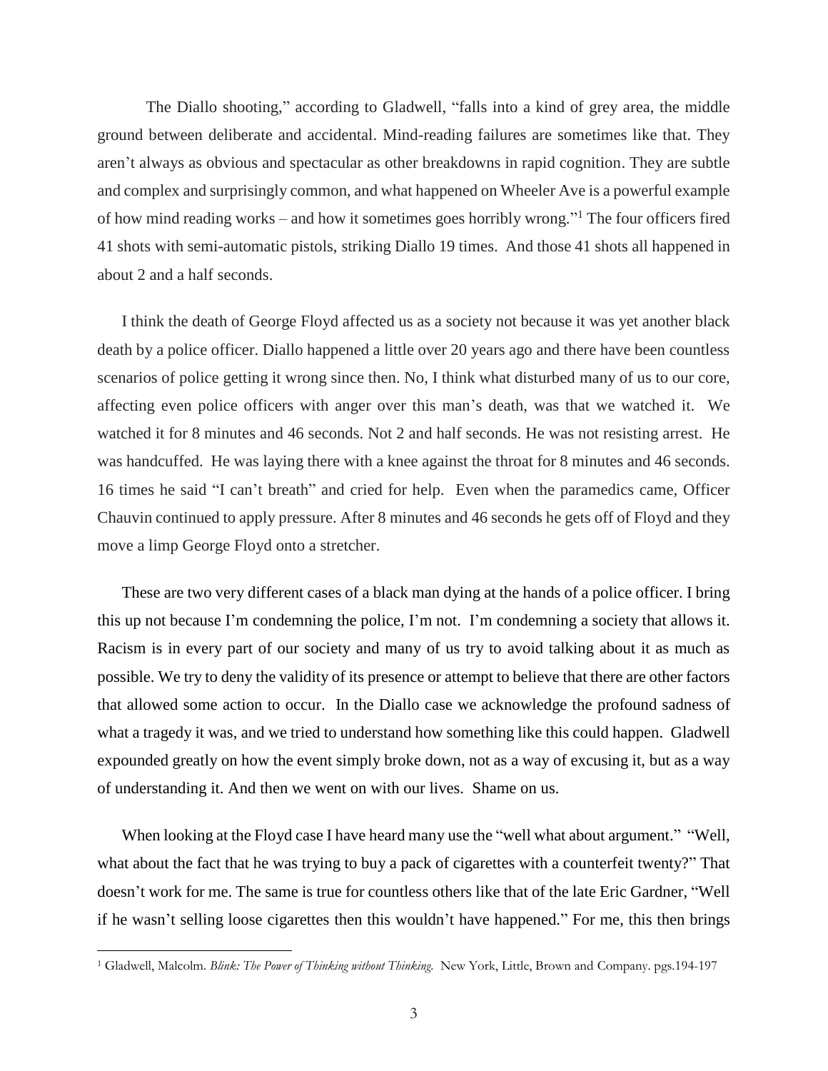The Diallo shooting," according to Gladwell, "falls into a kind of grey area, the middle ground between deliberate and accidental. Mind-reading failures are sometimes like that. They aren't always as obvious and spectacular as other breakdowns in rapid cognition. They are subtle and complex and surprisingly common, and what happened on Wheeler Ave is a powerful example of how mind reading works – and how it sometimes goes horribly wrong."[1] The four officers fired 41 shots with semi-automatic pistols, striking Diallo 19 times. And those 41 shots all happened in about 2 and a half seconds.

I think the death of George Floyd affected us as a society not because it was yet another black death by a police officer. Diallo happened a little over 20 years ago and there have been countless scenarios of police getting it wrong since then. No, I think what disturbed many of us to our core, affecting even police officers with anger over this man's death, was that we watched it. We watched it for 8 minutes and 46 seconds. Not 2 and half seconds. He was not resisting arrest. He was handcuffed. He was laying there with a knee against the throat for 8 minutes and 46 seconds. 16 times he said "I can't breath" and cried for help. Even when the paramedics came, Officer Chauvin continued to apply pressure. After 8 minutes and 46 seconds he gets off of Floyd and they move a limp George Floyd onto a stretcher.

These are two very different cases of a black man dying at the hands of a police officer. I bring this up not because I'm condemning the police, I'm not. I'm condemning a society that allows it. Racism is in every part of our society and many of us try to avoid talking about it as much as possible. We try to deny the validity of its presence or attempt to believe that there are other factors that allowed some action to occur. In the Diallo case we acknowledge the profound sadness of what a tragedy it was, and we tried to understand how something like this could happen. Gladwell expounded greatly on how the event simply broke down, not as a way of excusing it, but as a way of understanding it. And then we went on with our lives. Shame on us.

When looking at the Floyd case I have heard many use the "well what about argument." "Well, what about the fact that he was trying to buy a pack of cigarettes with a counterfeit twenty?" That doesn't work for me. The same is true for countless others like that of the late Eric Gardner, "Well if he wasn't selling loose cigarettes then this wouldn't have happened." For me, this then brings

---

[1] Gladwell, Malcolm. *Blink: The Power of Thinking without Thinking.* New York, Little, Brown and Company. pgs.194-197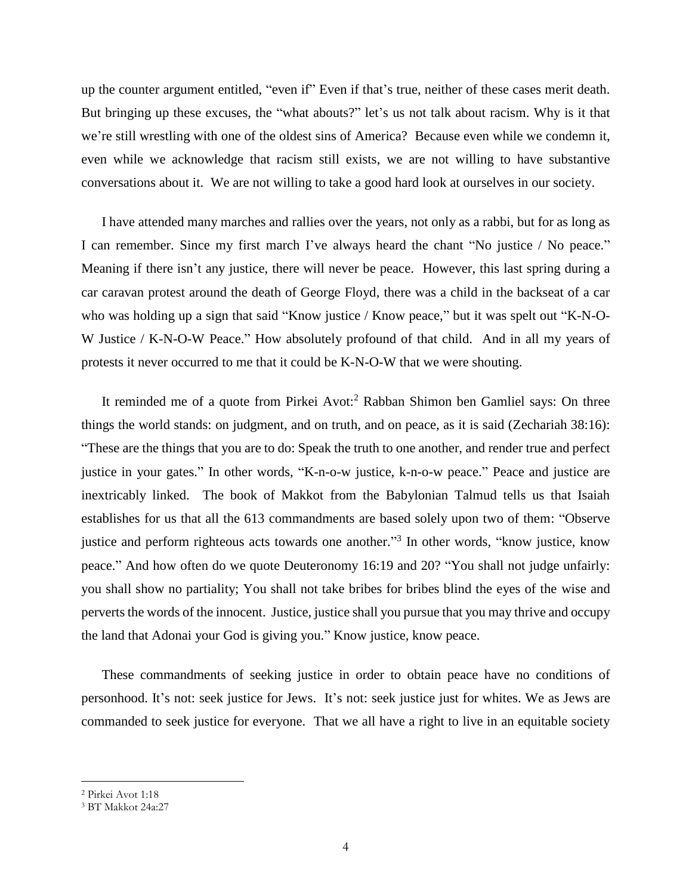up the counter argument entitled, "even if" Even if that's true, neither of these cases merit death. But bringing up these excuses, the "what abouts?" let's us not talk about racism. Why is it that we're still wrestling with one of the oldest sins of America? Because even while we condemn it, even while we acknowledge that racism still exists, we are not willing to have substantive conversations about it. We are not willing to take a good hard look at ourselves in our society.

I have attended many marches and rallies over the years, not only as a rabbi, but for as long as I can remember. Since my first march I've always heard the chant "No justice / No peace." Meaning if there isn't any justice, there will never be peace. However, this last spring during a car caravan protest around the death of George Floyd, there was a child in the backseat of a car who was holding up a sign that said "Know justice / Know peace," but it was spelt out "K-N-O-W Justice / K-N-O-W Peace." How absolutely profound of that child. And in all my years of protests it never occurred to me that it could be K-N-O-W that we were shouting.

It reminded me of a quote from Pirkei Avot:[2] Rabban Shimon ben Gamliel says: On three things the world stands: on judgment, and on truth, and on peace, as it is said (Zechariah 38:16): "These are the things that you are to do: Speak the truth to one another, and render true and perfect justice in your gates." In other words, "K-n-o-w justice, k-n-o-w peace." Peace and justice are inextricably linked. The book of Makkot from the Babylonian Talmud tells us that Isaiah establishes for us that all the 613 commandments are based solely upon two of them: "Observe justice and perform righteous acts towards one another."[3] In other words, "know justice, know peace." And how often do we quote Deuteronomy 16:19 and 20? "You shall not judge unfairly: you shall show no partiality; You shall not take bribes for bribes blind the eyes of the wise and perverts the words of the innocent. Justice, justice shall you pursue that you may thrive and occupy the land that Adonai your God is giving you." Know justice, know peace.

These commandments of seeking justice in order to obtain peace have no conditions of personhood. It's not: seek justice for Jews. It's not: seek justice just for whites. We as Jews are commanded to seek justice for everyone. That we all have a right to live in an equitable society

---

[2] Pirkei Avot 1:18

[3] BT Makkot 24a:27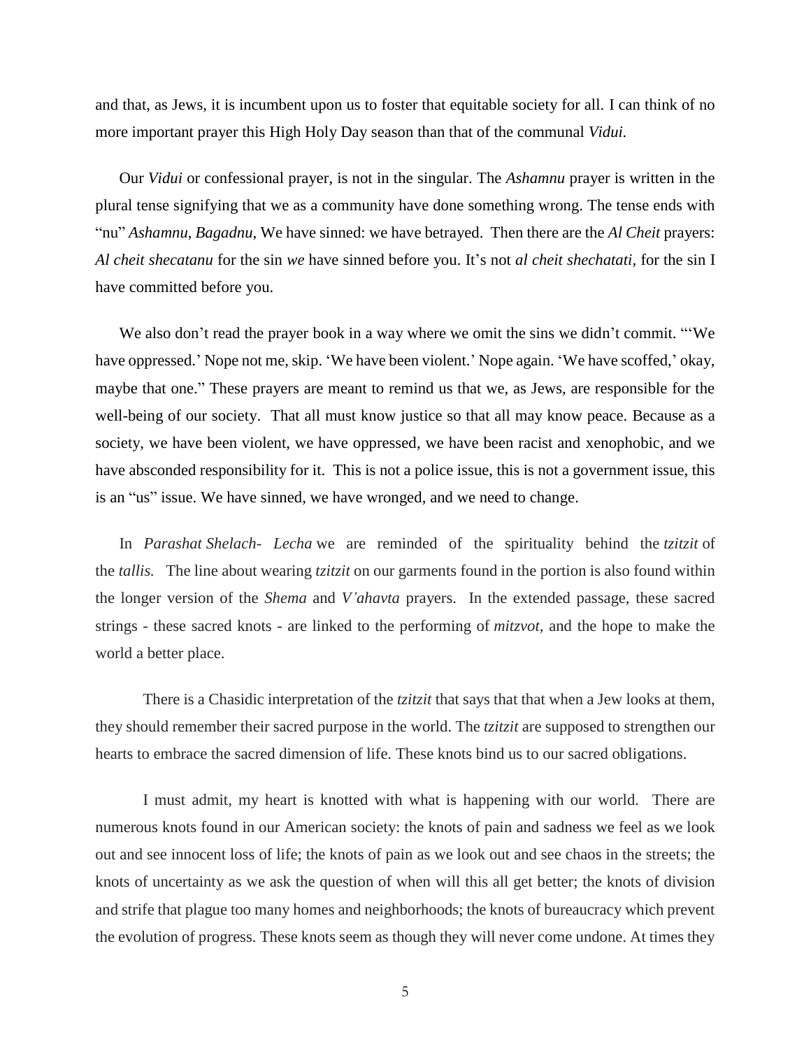and that, as Jews, it is incumbent upon us to foster that equitable society for all. I can think of no more important prayer this High Holy Day season than that of the communal *Vidui*.

Our *Vidui* or confessional prayer, is not in the singular. The *Ashamnu* prayer is written in the plural tense signifying that we as a community have done something wrong. The tense ends with "nu" *Ashamnu*, *Bagadnu*, We have sinned: we have betrayed. Then there are the *Al Cheit* prayers: *Al cheit shecatanu* for the sin *we* have sinned before you. It's not *al cheit shechatati*, for the sin I have committed before you.

We also don't read the prayer book in a way where we omit the sins we didn't commit. "'We have oppressed.' Nope not me, skip. 'We have been violent.' Nope again. 'We have scoffed,' okay, maybe that one." These prayers are meant to remind us that we, as Jews, are responsible for the well-being of our society. That all must know justice so that all may know peace. Because as a society, we have been violent, we have oppressed, we have been racist and xenophobic, and we have absconded responsibility for it. This is not a police issue, this is not a government issue, this is an "us" issue. We have sinned, we have wronged, and we need to change.

In *Parashat Shelach- Lecha* we are reminded of the spirituality behind the *tzitzit* of the *tallis.* The line about wearing *tzitzit* on our garments found in the portion is also found within the longer version of the *Shema* and *V'ahavta* prayers. In the extended passage, these sacred strings - these sacred knots - are linked to the performing of *mitzvot*, and the hope to make the world a better place.

There is a Chasidic interpretation of the *tzitzit* that says that that when a Jew looks at them, they should remember their sacred purpose in the world. The *tzitzit* are supposed to strengthen our hearts to embrace the sacred dimension of life. These knots bind us to our sacred obligations.

I must admit, my heart is knotted with what is happening with our world. There are numerous knots found in our American society: the knots of pain and sadness we feel as we look out and see innocent loss of life; the knots of pain as we look out and see chaos in the streets; the knots of uncertainty as we ask the question of when will this all get better; the knots of division and strife that plague too many homes and neighborhoods; the knots of bureaucracy which prevent the evolution of progress. These knots seem as though they will never come undone. At times they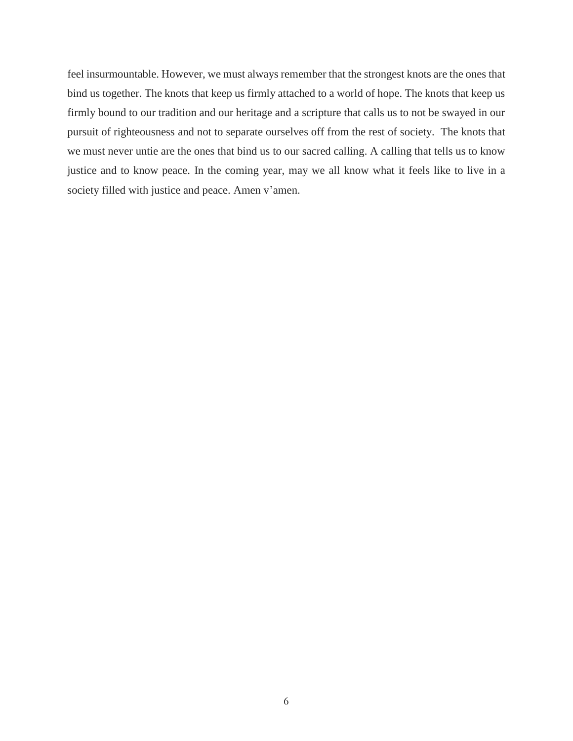feel insurmountable. However, we must always remember that the strongest knots are the ones that bind us together. The knots that keep us firmly attached to a world of hope. The knots that keep us firmly bound to our tradition and our heritage and a scripture that calls us to not be swayed in our pursuit of righteousness and not to separate ourselves off from the rest of society.  The knots that we must never untie are the ones that bind us to our sacred calling. A calling that tells us to know justice and to know peace. In the coming year, may we all know what it feels like to live in a society filled with justice and peace. Amen v'amen.